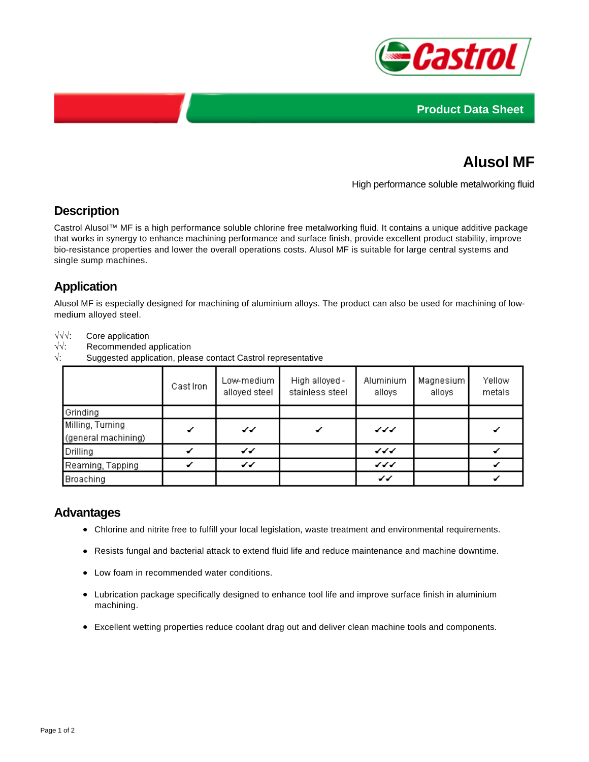Product Data Sheet

# Alusol MF

High performance soluble metalworking fluid

## Description

Castrol Alusol™ MF is a high performance soluble chlorine free metalworking fluid. It contains a unique additive package that works in synergy to enhance machining performance and surface finish, provide excellent product stability, improve bio-resistance properties and lower the overall operations costs. Alusol MF is suitable for large central systems and single sump machines.

## Application

Alusol MF is especially designed for machining of aluminium alloys. The product can also be used for machining of low-medium alloyed steel.

√√√: Core application
√√: Recommended application
√: Suggested application, please contact Castrol representative

| | Cast Iron | Low-medium alloyed steel | High alloyed - stainless steel | Aluminium alloys | Magnesium alloys | Yellow metals |
|---|---|---|---|---|---|---|
| Grinding | | | | | | |
| Milling, Turning (general machining) | ✓ | ✓✓ | ✓ | ✓✓✓ | | ✓ |
| Drilling | ✓ | ✓✓ | | ✓✓✓ | | ✓ |
| Reaming, Tapping | ✓ | ✓✓ | | ✓✓✓ | | ✓ |
| Broaching | | | | ✓✓ | | ✓ |

## Advantages

- Chlorine and nitrite free to fulfill your local legislation, waste treatment and environmental requirements.
- Resists fungal and bacterial attack to extend fluid life and reduce maintenance and machine downtime.
- Low foam in recommended water conditions.
- Lubrication package specifically designed to enhance tool life and improve surface finish in aluminium machining.
- Excellent wetting properties reduce coolant drag out and deliver clean machine tools and components.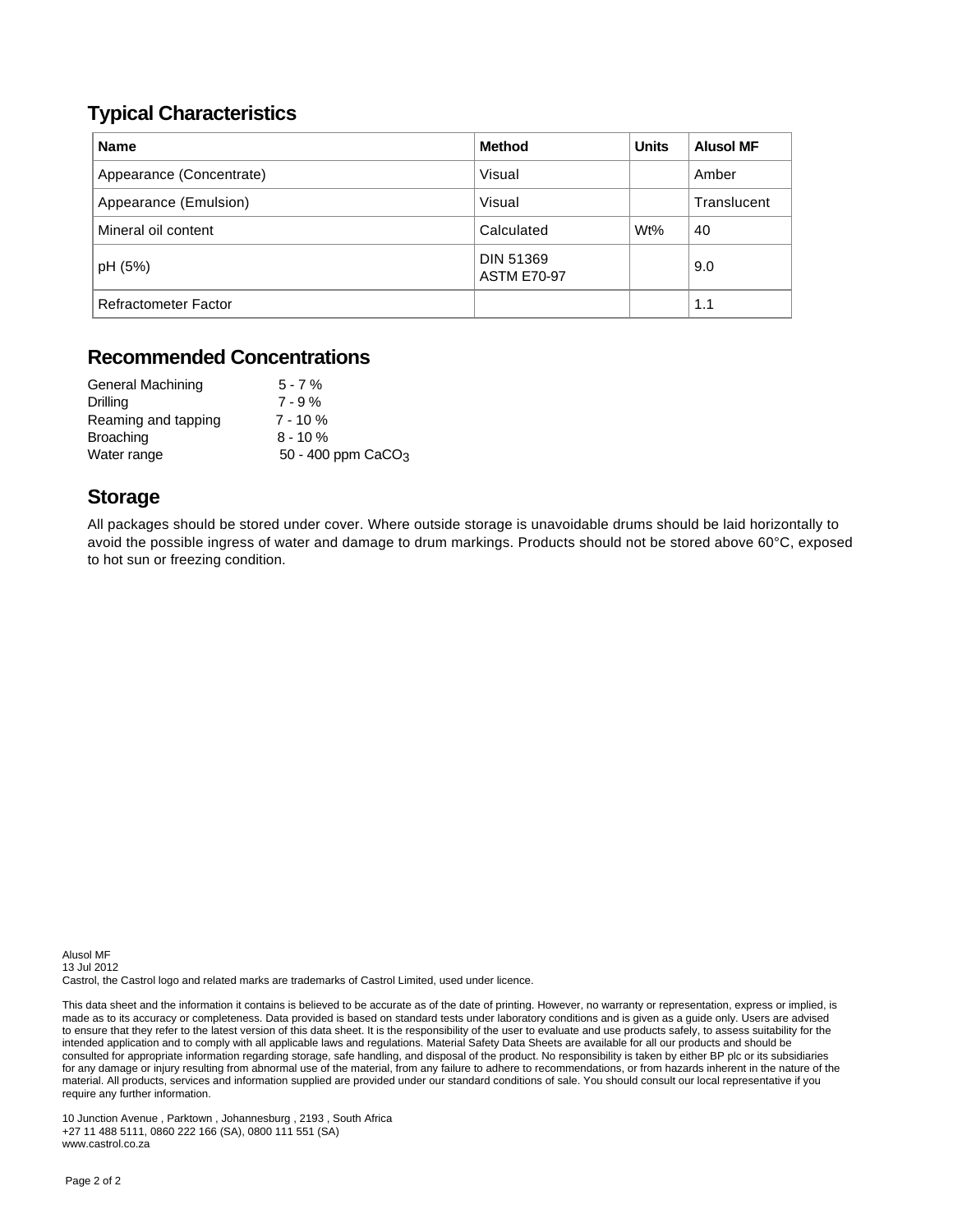## Typical Characteristics

| Name | Method | Units | Alusol MF |
|---|---|---|---|
| Appearance (Concentrate) | Visual | | Amber |
| Appearance (Emulsion) | Visual | | Translucent |
| Mineral oil content | Calculated | Wt% | 40 |
| pH (5%) | DIN 51369 ASTM E70-97 | | 9.0 |
| Refractometer Factor | | | 1.1 |

## Recommended Concentrations

| | |
|---|---|
| General Machining | 5 - 7 % |
| Drilling | 7 - 9 % |
| Reaming and tapping | 7 - 10 % |
| Broaching | 8 - 10 % |
| Water range | 50 - 400 ppm $CaCO_3$ |

## Storage

All packages should be stored under cover. Where outside storage is unavoidable drums should be laid horizontally to avoid the possible ingress of water and damage to drum markings. Products should not be stored above 60°C, exposed to hot sun or freezing condition.

Alusol MF
13 Jul 2012
Castrol, the Castrol logo and related marks are trademarks of Castrol Limited, used under licence.

This data sheet and the information it contains is believed to be accurate as of the date of printing. However, no warranty or representation, express or implied, is made as to its accuracy or completeness. Data provided is based on standard tests under laboratory conditions and is given as a guide only. Users are advised to ensure that they refer to the latest version of this data sheet. It is the responsibility of the user to evaluate and use products safely, to assess suitability for the intended application and to comply with all applicable laws and regulations. Material Safety Data Sheets are available for all our products and should be consulted for appropriate information regarding storage, safe handling, and disposal of the product. No responsibility is taken by either BP plc or its subsidiaries for any damage or injury resulting from abnormal use of the material, from any failure to adhere to recommendations, or from hazards inherent in the nature of the material. All products, services and information supplied are provided under our standard conditions of sale. You should consult our local representative if you require any further information.

10 Junction Avenue , Parktown , Johannesburg , 2193 , South Africa
+27 11 488 5111, 0860 222 166 (SA), 0800 111 551 (SA)
www.castrol.co.za